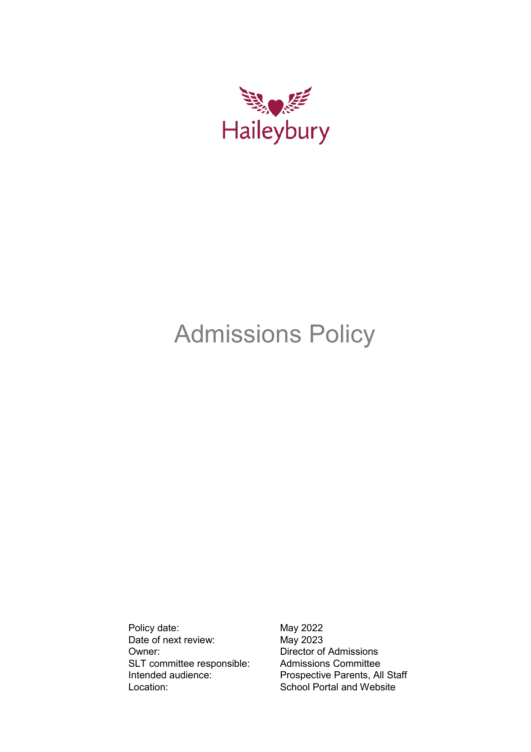Haileybury

# Admissions Policy

| | |
|---|---|
| Policy date: | May 2022 |
| Date of next review: | May 2023 |
| Owner: | Director of Admissions |
| SLT committee responsible: | Admissions Committee |
| Intended audience: | Prospective Parents, All Staff |
| Location: | School Portal and Website |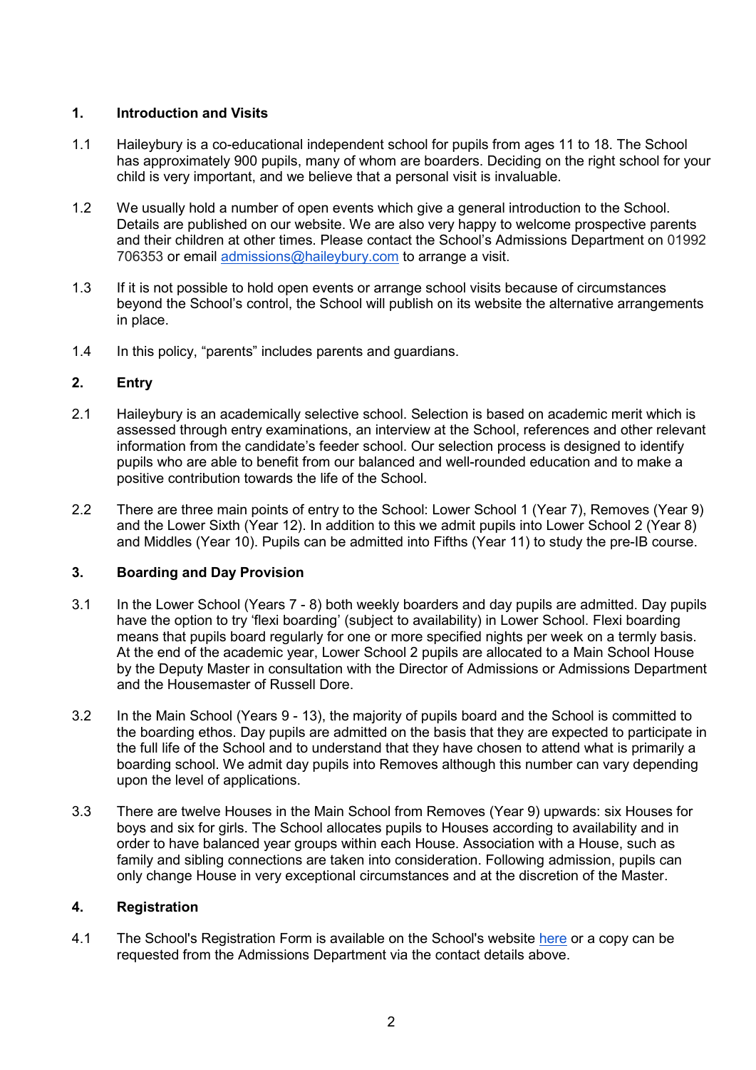## 1. Introduction and Visits

1.1 Haileybury is a co-educational independent school for pupils from ages 11 to 18. The School has approximately 900 pupils, many of whom are boarders. Deciding on the right school for your child is very important, and we believe that a personal visit is invaluable.

1.2 We usually hold a number of open events which give a general introduction to the School. Details are published on our website. We are also very happy to welcome prospective parents and their children at other times. Please contact the School's Admissions Department on 01992 706353 or email admissions@haileybury.com to arrange a visit.

1.3 If it is not possible to hold open events or arrange school visits because of circumstances beyond the School's control, the School will publish on its website the alternative arrangements in place.

1.4 In this policy, "parents" includes parents and guardians.

## 2. Entry

2.1 Haileybury is an academically selective school. Selection is based on academic merit which is assessed through entry examinations, an interview at the School, references and other relevant information from the candidate's feeder school. Our selection process is designed to identify pupils who are able to benefit from our balanced and well-rounded education and to make a positive contribution towards the life of the School.

2.2 There are three main points of entry to the School: Lower School 1 (Year 7), Removes (Year 9) and the Lower Sixth (Year 12). In addition to this we admit pupils into Lower School 2 (Year 8) and Middles (Year 10). Pupils can be admitted into Fifths (Year 11) to study the pre-IB course.

## 3. Boarding and Day Provision

3.1 In the Lower School (Years 7 - 8) both weekly boarders and day pupils are admitted. Day pupils have the option to try 'flexi boarding' (subject to availability) in Lower School. Flexi boarding means that pupils board regularly for one or more specified nights per week on a termly basis. At the end of the academic year, Lower School 2 pupils are allocated to a Main School House by the Deputy Master in consultation with the Director of Admissions or Admissions Department and the Housemaster of Russell Dore.

3.2 In the Main School (Years 9 - 13), the majority of pupils board and the School is committed to the boarding ethos. Day pupils are admitted on the basis that they are expected to participate in the full life of the School and to understand that they have chosen to attend what is primarily a boarding school. We admit day pupils into Removes although this number can vary depending upon the level of applications.

3.3 There are twelve Houses in the Main School from Removes (Year 9) upwards: six Houses for boys and six for girls. The School allocates pupils to Houses according to availability and in order to have balanced year groups within each House. Association with a House, such as family and sibling connections are taken into consideration. Following admission, pupils can only change House in very exceptional circumstances and at the discretion of the Master.

## 4. Registration

4.1 The School's Registration Form is available on the School's website here or a copy can be requested from the Admissions Department via the contact details above.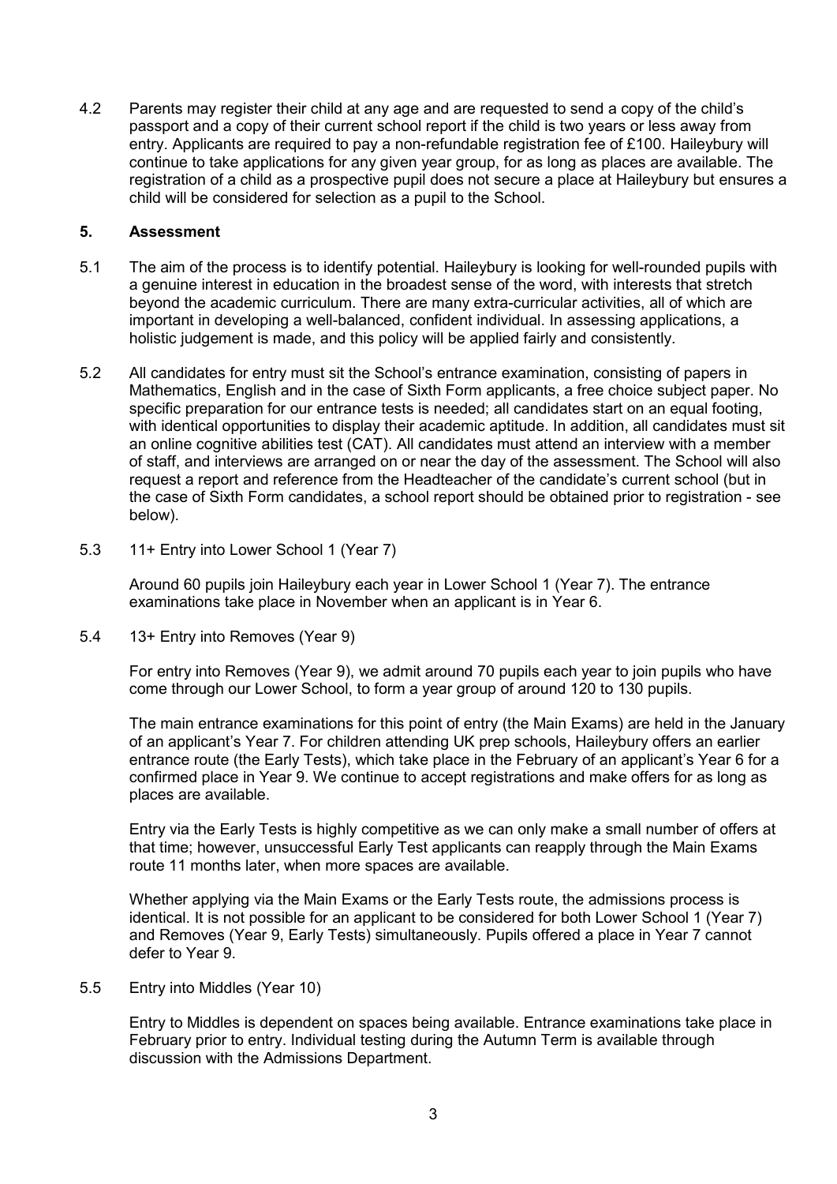4.2 Parents may register their child at any age and are requested to send a copy of the child's passport and a copy of their current school report if the child is two years or less away from entry. Applicants are required to pay a non-refundable registration fee of £100. Haileybury will continue to take applications for any given year group, for as long as places are available. The registration of a child as a prospective pupil does not secure a place at Haileybury but ensures a child will be considered for selection as a pupil to the School.

## 5. Assessment

5.1 The aim of the process is to identify potential. Haileybury is looking for well-rounded pupils with a genuine interest in education in the broadest sense of the word, with interests that stretch beyond the academic curriculum. There are many extra-curricular activities, all of which are important in developing a well-balanced, confident individual. In assessing applications, a holistic judgement is made, and this policy will be applied fairly and consistently.

5.2 All candidates for entry must sit the School's entrance examination, consisting of papers in Mathematics, English and in the case of Sixth Form applicants, a free choice subject paper. No specific preparation for our entrance tests is needed; all candidates start on an equal footing, with identical opportunities to display their academic aptitude. In addition, all candidates must sit an online cognitive abilities test (CAT). All candidates must attend an interview with a member of staff, and interviews are arranged on or near the day of the assessment. The School will also request a report and reference from the Headteacher of the candidate's current school (but in the case of Sixth Form candidates, a school report should be obtained prior to registration - see below).

5.3 11+ Entry into Lower School 1 (Year 7)

Around 60 pupils join Haileybury each year in Lower School 1 (Year 7). The entrance examinations take place in November when an applicant is in Year 6.

5.4 13+ Entry into Removes (Year 9)

For entry into Removes (Year 9), we admit around 70 pupils each year to join pupils who have come through our Lower School, to form a year group of around 120 to 130 pupils.

The main entrance examinations for this point of entry (the Main Exams) are held in the January of an applicant's Year 7. For children attending UK prep schools, Haileybury offers an earlier entrance route (the Early Tests), which take place in the February of an applicant's Year 6 for a confirmed place in Year 9. We continue to accept registrations and make offers for as long as places are available.

Entry via the Early Tests is highly competitive as we can only make a small number of offers at that time; however, unsuccessful Early Test applicants can reapply through the Main Exams route 11 months later, when more spaces are available.

Whether applying via the Main Exams or the Early Tests route, the admissions process is identical. It is not possible for an applicant to be considered for both Lower School 1 (Year 7) and Removes (Year 9, Early Tests) simultaneously. Pupils offered a place in Year 7 cannot defer to Year 9.

5.5 Entry into Middles (Year 10)

Entry to Middles is dependent on spaces being available. Entrance examinations take place in February prior to entry. Individual testing during the Autumn Term is available through discussion with the Admissions Department.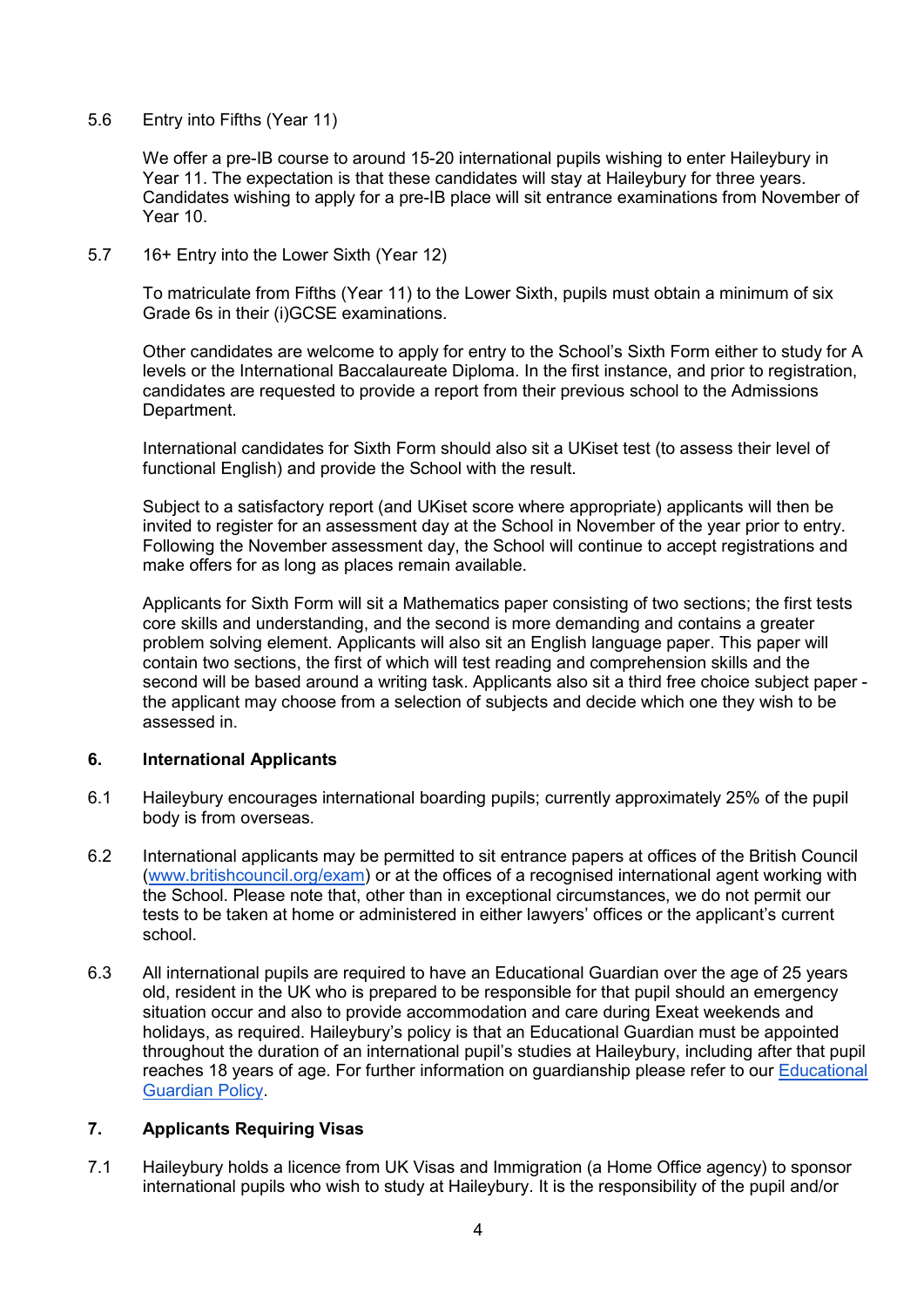5.6 Entry into Fifths (Year 11)

We offer a pre-IB course to around 15-20 international pupils wishing to enter Haileybury in Year 11. The expectation is that these candidates will stay at Haileybury for three years. Candidates wishing to apply for a pre-IB place will sit entrance examinations from November of Year 10.

5.7 16+ Entry into the Lower Sixth (Year 12)

To matriculate from Fifths (Year 11) to the Lower Sixth, pupils must obtain a minimum of six Grade 6s in their (i)GCSE examinations.

Other candidates are welcome to apply for entry to the School's Sixth Form either to study for A levels or the International Baccalaureate Diploma. In the first instance, and prior to registration, candidates are requested to provide a report from their previous school to the Admissions Department.

International candidates for Sixth Form should also sit a UKiset test (to assess their level of functional English) and provide the School with the result.

Subject to a satisfactory report (and UKiset score where appropriate) applicants will then be invited to register for an assessment day at the School in November of the year prior to entry. Following the November assessment day, the School will continue to accept registrations and make offers for as long as places remain available.

Applicants for Sixth Form will sit a Mathematics paper consisting of two sections; the first tests core skills and understanding, and the second is more demanding and contains a greater problem solving element. Applicants will also sit an English language paper. This paper will contain two sections, the first of which will test reading and comprehension skills and the second will be based around a writing task. Applicants also sit a third free choice subject paper - the applicant may choose from a selection of subjects and decide which one they wish to be assessed in.

## 6. International Applicants

6.1 Haileybury encourages international boarding pupils; currently approximately 25% of the pupil body is from overseas.

6.2 International applicants may be permitted to sit entrance papers at offices of the British Council ([www.britishcouncil.org/exam](www.britishcouncil.org/exam)) or at the offices of a recognised international agent working with the School. Please note that, other than in exceptional circumstances, we do not permit our tests to be taken at home or administered in either lawyers' offices or the applicant's current school.

6.3 All international pupils are required to have an Educational Guardian over the age of 25 years old, resident in the UK who is prepared to be responsible for that pupil should an emergency situation occur and also to provide accommodation and care during Exeat weekends and holidays, as required. Haileybury's policy is that an Educational Guardian must be appointed throughout the duration of an international pupil's studies at Haileybury, including after that pupil reaches 18 years of age. For further information on guardianship please refer to our Educational Guardian Policy.

## 7. Applicants Requiring Visas

7.1 Haileybury holds a licence from UK Visas and Immigration (a Home Office agency) to sponsor international pupils who wish to study at Haileybury. It is the responsibility of the pupil and/or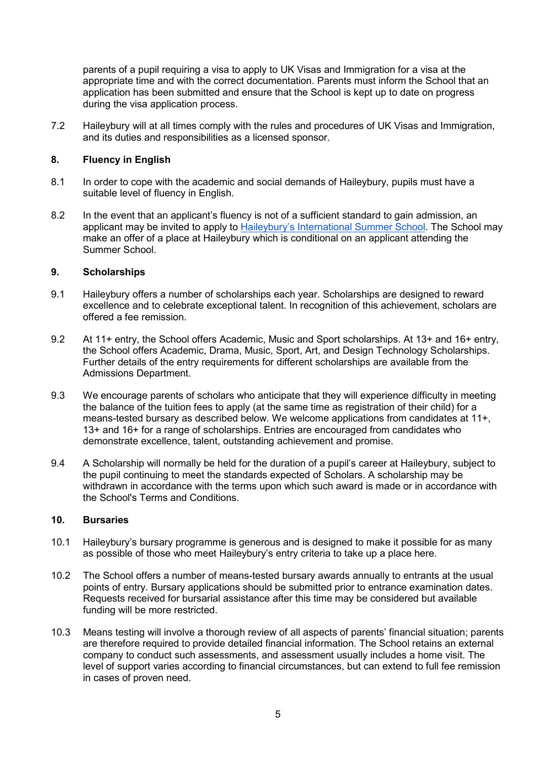parents of a pupil requiring a visa to apply to UK Visas and Immigration for a visa at the appropriate time and with the correct documentation. Parents must inform the School that an application has been submitted and ensure that the School is kept up to date on progress during the visa application process.

7.2 Haileybury will at all times comply with the rules and procedures of UK Visas and Immigration, and its duties and responsibilities as a licensed sponsor.

## 8. Fluency in English

8.1 In order to cope with the academic and social demands of Haileybury, pupils must have a suitable level of fluency in English.

8.2 In the event that an applicant's fluency is not of a sufficient standard to gain admission, an applicant may be invited to apply to Haileybury's International Summer School. The School may make an offer of a place at Haileybury which is conditional on an applicant attending the Summer School.

## 9. Scholarships

9.1 Haileybury offers a number of scholarships each year. Scholarships are designed to reward excellence and to celebrate exceptional talent. In recognition of this achievement, scholars are offered a fee remission.

9.2 At 11+ entry, the School offers Academic, Music and Sport scholarships. At 13+ and 16+ entry, the School offers Academic, Drama, Music, Sport, Art, and Design Technology Scholarships. Further details of the entry requirements for different scholarships are available from the Admissions Department.

9.3 We encourage parents of scholars who anticipate that they will experience difficulty in meeting the balance of the tuition fees to apply (at the same time as registration of their child) for a means-tested bursary as described below. We welcome applications from candidates at 11+, 13+ and 16+ for a range of scholarships. Entries are encouraged from candidates who demonstrate excellence, talent, outstanding achievement and promise.

9.4 A Scholarship will normally be held for the duration of a pupil's career at Haileybury, subject to the pupil continuing to meet the standards expected of Scholars. A scholarship may be withdrawn in accordance with the terms upon which such award is made or in accordance with the School's Terms and Conditions.

## 10. Bursaries

10.1 Haileybury's bursary programme is generous and is designed to make it possible for as many as possible of those who meet Haileybury's entry criteria to take up a place here.

10.2 The School offers a number of means-tested bursary awards annually to entrants at the usual points of entry. Bursary applications should be submitted prior to entrance examination dates. Requests received for bursarial assistance after this time may be considered but available funding will be more restricted.

10.3 Means testing will involve a thorough review of all aspects of parents' financial situation; parents are therefore required to provide detailed financial information. The School retains an external company to conduct such assessments, and assessment usually includes a home visit. The level of support varies according to financial circumstances, but can extend to full fee remission in cases of proven need.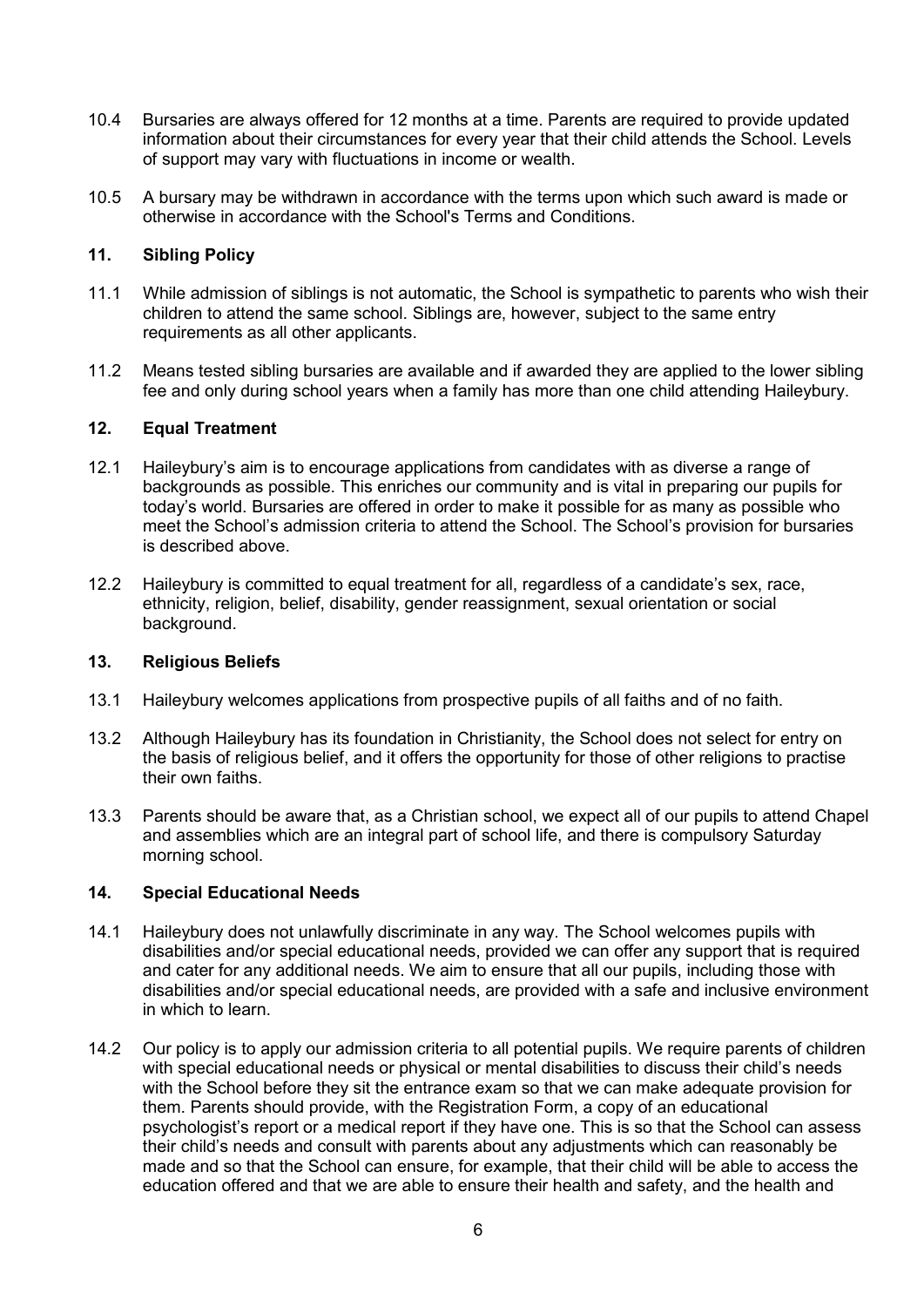10.4 Bursaries are always offered for 12 months at a time. Parents are required to provide updated information about their circumstances for every year that their child attends the School. Levels of support may vary with fluctuations in income or wealth.

10.5 A bursary may be withdrawn in accordance with the terms upon which such award is made or otherwise in accordance with the School's Terms and Conditions.

## 11. Sibling Policy

11.1 While admission of siblings is not automatic, the School is sympathetic to parents who wish their children to attend the same school. Siblings are, however, subject to the same entry requirements as all other applicants.

11.2 Means tested sibling bursaries are available and if awarded they are applied to the lower sibling fee and only during school years when a family has more than one child attending Haileybury.

## 12. Equal Treatment

12.1 Haileybury's aim is to encourage applications from candidates with as diverse a range of backgrounds as possible. This enriches our community and is vital in preparing our pupils for today's world. Bursaries are offered in order to make it possible for as many as possible who meet the School's admission criteria to attend the School. The School's provision for bursaries is described above.

12.2 Haileybury is committed to equal treatment for all, regardless of a candidate's sex, race, ethnicity, religion, belief, disability, gender reassignment, sexual orientation or social background.

## 13. Religious Beliefs

13.1 Haileybury welcomes applications from prospective pupils of all faiths and of no faith.

13.2 Although Haileybury has its foundation in Christianity, the School does not select for entry on the basis of religious belief, and it offers the opportunity for those of other religions to practise their own faiths.

13.3 Parents should be aware that, as a Christian school, we expect all of our pupils to attend Chapel and assemblies which are an integral part of school life, and there is compulsory Saturday morning school.

## 14. Special Educational Needs

14.1 Haileybury does not unlawfully discriminate in any way. The School welcomes pupils with disabilities and/or special educational needs, provided we can offer any support that is required and cater for any additional needs. We aim to ensure that all our pupils, including those with disabilities and/or special educational needs, are provided with a safe and inclusive environment in which to learn.

14.2 Our policy is to apply our admission criteria to all potential pupils. We require parents of children with special educational needs or physical or mental disabilities to discuss their child's needs with the School before they sit the entrance exam so that we can make adequate provision for them. Parents should provide, with the Registration Form, a copy of an educational psychologist's report or a medical report if they have one. This is so that the School can assess their child's needs and consult with parents about any adjustments which can reasonably be made and so that the School can ensure, for example, that their child will be able to access the education offered and that we are able to ensure their health and safety, and the health and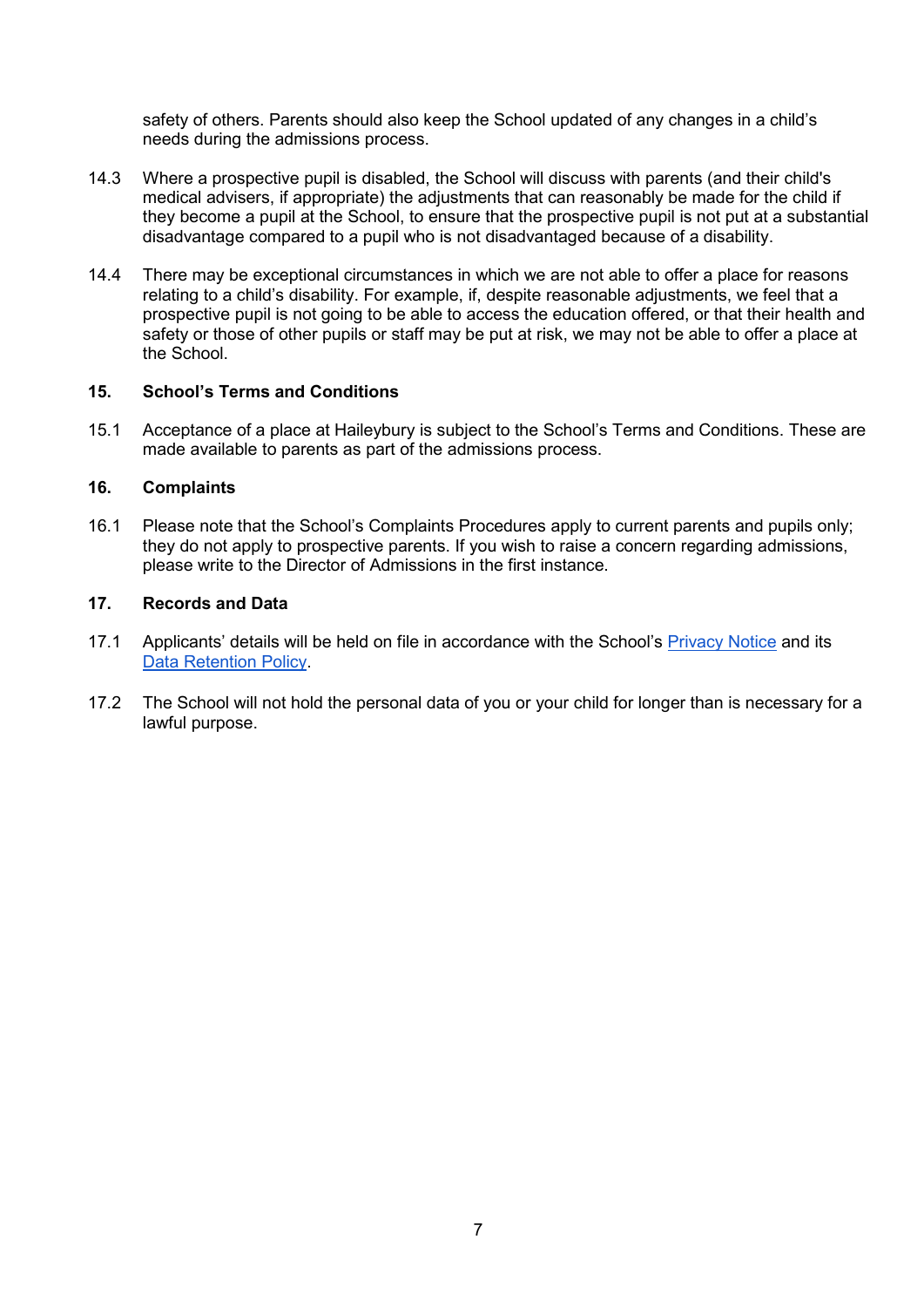safety of others. Parents should also keep the School updated of any changes in a child's needs during the admissions process.

14.3 Where a prospective pupil is disabled, the School will discuss with parents (and their child's medical advisers, if appropriate) the adjustments that can reasonably be made for the child if they become a pupil at the School, to ensure that the prospective pupil is not put at a substantial disadvantage compared to a pupil who is not disadvantaged because of a disability.

14.4 There may be exceptional circumstances in which we are not able to offer a place for reasons relating to a child's disability. For example, if, despite reasonable adjustments, we feel that a prospective pupil is not going to be able to access the education offered, or that their health and safety or those of other pupils or staff may be put at risk, we may not be able to offer a place at the School.

## 15. School's Terms and Conditions

15.1 Acceptance of a place at Haileybury is subject to the School's Terms and Conditions. These are made available to parents as part of the admissions process.

## 16. Complaints

16.1 Please note that the School's Complaints Procedures apply to current parents and pupils only; they do not apply to prospective parents. If you wish to raise a concern regarding admissions, please write to the Director of Admissions in the first instance.

## 17. Records and Data

17.1 Applicants' details will be held on file in accordance with the School's Privacy Notice and its Data Retention Policy.

17.2 The School will not hold the personal data of you or your child for longer than is necessary for a lawful purpose.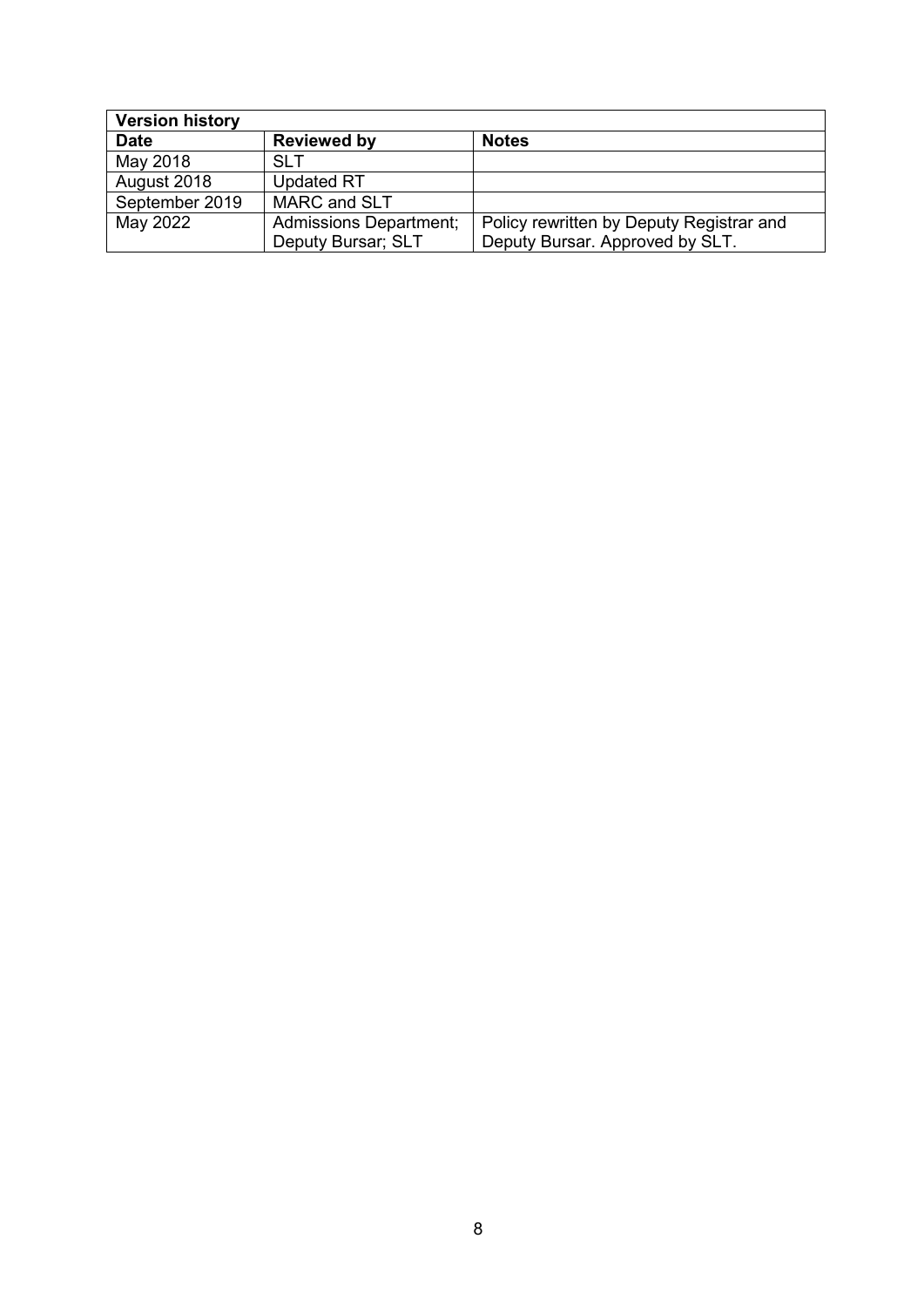| Version history | | |
|---|---|---|
| **Date** | **Reviewed by** | **Notes** |
| May 2018 | SLT | |
| August 2018 | Updated RT | |
| September 2019 | MARC and SLT | |
| May 2022 | Admissions Department; Deputy Bursar; SLT | Policy rewritten by Deputy Registrar and Deputy Bursar. Approved by SLT. |